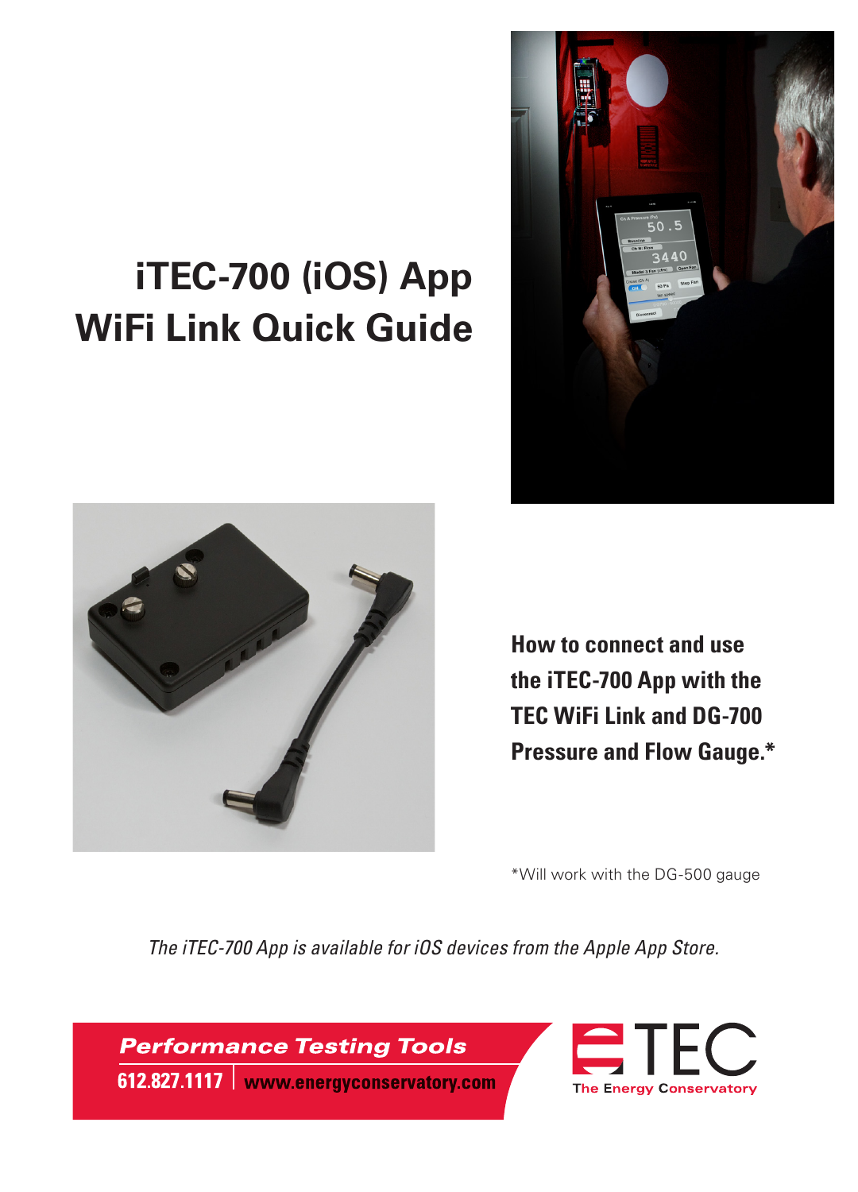# iTEC-700 (iOS) App WiFi Link Quick Guide

**How to connect and use the iTEC-700 App with the TEC WiFi Link and DG-700 Pressure and Flow Gauge.***

*Will work with the DG-500 gauge

*The iTEC-700 App is available for iOS devices from the Apple App Store.*

***Performance Testing Tools***

**612.827.1117 | www.energyconservatory.com**

TEC
The Energy Conservatory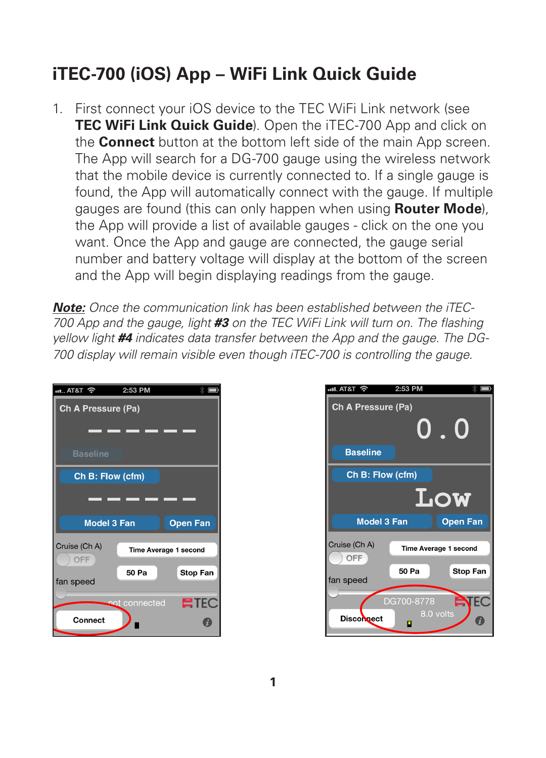# iTEC-700 (iOS) App – WiFi Link Quick Guide

1. First connect your iOS device to the TEC WiFi Link network (see **TEC WiFi Link Quick Guide**). Open the iTEC-700 App and click on the **Connect** button at the bottom left side of the main App screen. The App will search for a DG-700 gauge using the wireless network that the mobile device is currently connected to. If a single gauge is found, the App will automatically connect with the gauge. If multiple gauges are found (this can only happen when using **Router Mode**), the App will provide a list of available gauges - click on the one you want. Once the App and gauge are connected, the gauge serial number and battery voltage will display at the bottom of the screen and the App will begin displaying readings from the gauge.

***Note:*** *Once the communication link has been established between the iTEC-700 App and the gauge, light **#3** on the TEC WiFi Link will turn on. The flashing yellow light **#4** indicates data transfer between the App and the gauge. The DG-700 display will remain visible even though iTEC-700 is controlling the gauge.*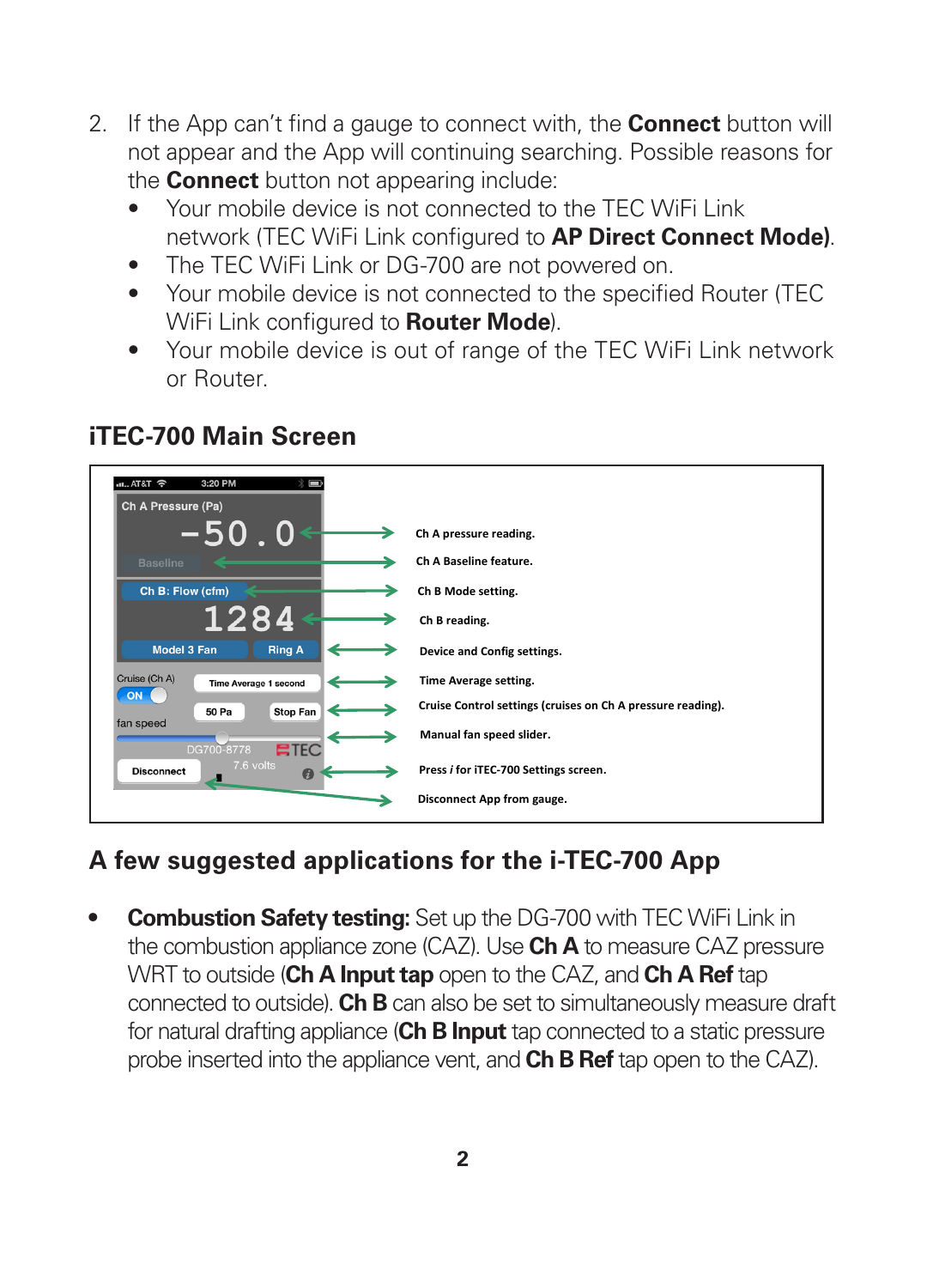2. If the App can't find a gauge to connect with, the **Connect** button will not appear and the App will continuing searching. Possible reasons for the **Connect** button not appearing include:
   - Your mobile device is not connected to the TEC WiFi Link network (TEC WiFi Link configured to **AP Direct Connect Mode)**.
   - The TEC WiFi Link or DG-700 are not powered on.
   - Your mobile device is not connected to the specified Router (TEC WiFi Link configured to **Router Mode**).
   - Your mobile device is out of range of the TEC WiFi Link network or Router.

## iTEC-700 Main Screen

- Ch A pressure reading.
- Ch A Baseline feature.
- Ch B Mode setting.
- Ch B reading.
- Device and Config settings.
- Time Average setting.
- Cruise Control settings (cruises on Ch A pressure reading).
- Manual fan speed slider.
- Press *i* for iTEC-700 Settings screen.
- Disconnect App from gauge.

## A few suggested applications for the i-TEC-700 App

- **Combustion Safety testing:** Set up the DG-700 with TEC WiFi Link in the combustion appliance zone (CAZ). Use **Ch A** to measure CAZ pressure WRT to outside (**Ch A Input tap** open to the CAZ, and **Ch A Ref** tap connected to outside). **Ch B** can also be set to simultaneously measure draft for natural drafting appliance (**Ch B Input** tap connected to a static pressure probe inserted into the appliance vent, and **Ch B Ref** tap open to the CAZ).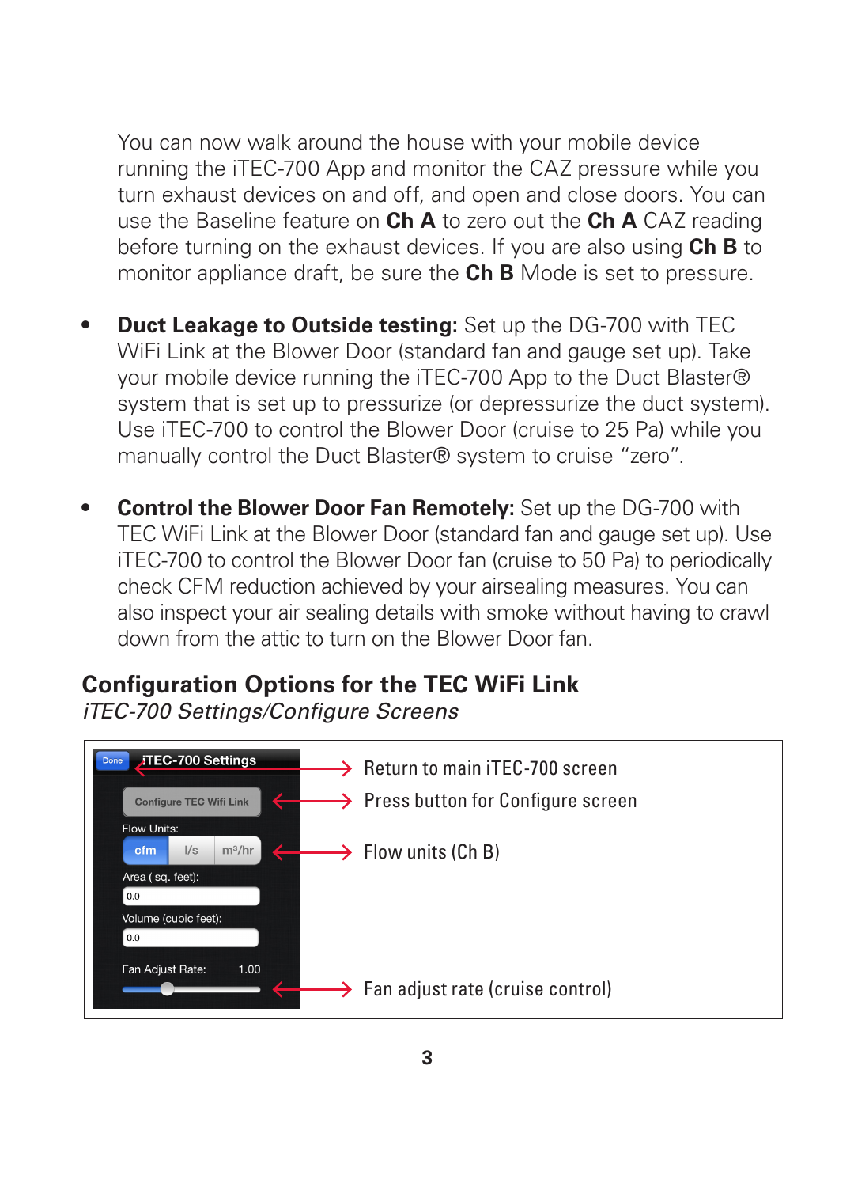You can now walk around the house with your mobile device running the iTEC-700 App and monitor the CAZ pressure while you turn exhaust devices on and off, and open and close doors. You can use the Baseline feature on **Ch A** to zero out the **Ch A** CAZ reading before turning on the exhaust devices. If you are also using **Ch B** to monitor appliance draft, be sure the **Ch B** Mode is set to pressure.

- **Duct Leakage to Outside testing:** Set up the DG-700 with TEC WiFi Link at the Blower Door (standard fan and gauge set up). Take your mobile device running the iTEC-700 App to the Duct Blaster® system that is set up to pressurize (or depressurize the duct system). Use iTEC-700 to control the Blower Door (cruise to 25 Pa) while you manually control the Duct Blaster® system to cruise "zero".

- **Control the Blower Door Fan Remotely:** Set up the DG-700 with TEC WiFi Link at the Blower Door (standard fan and gauge set up). Use iTEC-700 to control the Blower Door fan (cruise to 50 Pa) to periodically check CFM reduction achieved by your airsealing measures. You can also inspect your air sealing details with smoke without having to crawl down from the attic to turn on the Blower Door fan.

## Configuration Options for the TEC WiFi Link

*iTEC-700 Settings/Configure Screens*

| iTEC-700 Settings screen | |
|---|---|
| Done / iTEC-700 Settings | Return to main iTEC-700 screen |
| Configure TEC Wifi Link | Press button for Configure screen |
| Flow Units: cfm / l/s / m³/hr | Flow units (Ch B) |
| Area ( sq. feet): 0.0 | |
| Volume (cubic feet): 0.0 | |
| Fan Adjust Rate: 1.00 | Fan adjust rate (cruise control) |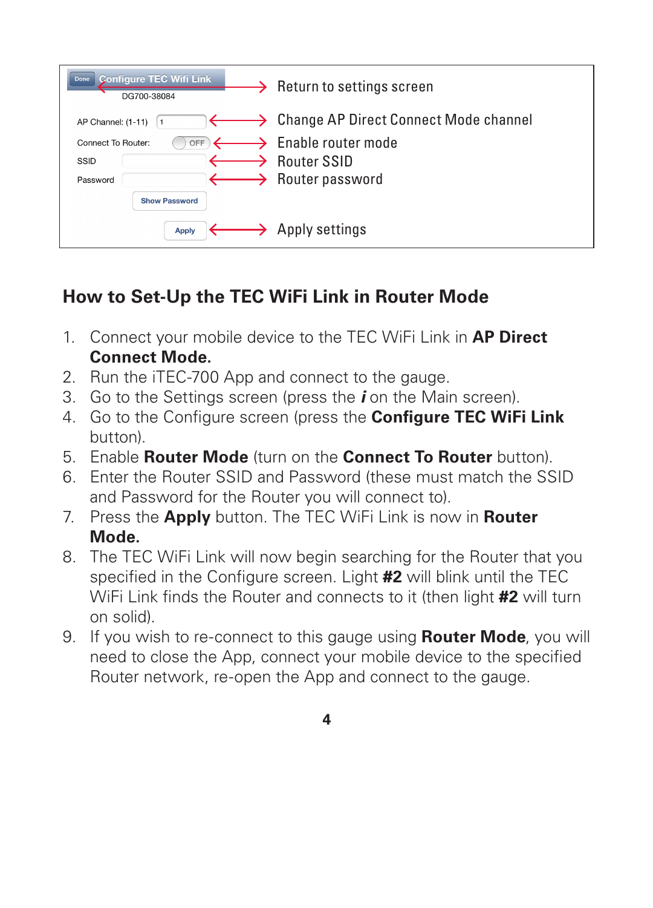| Configure TEC Wifi Link (DG700-38084) | |
|---|---|
| Done | Return to settings screen |
| AP Channel: (1-11) [1] | Change AP Direct Connect Mode channel |
| Connect To Router: [OFF] | Enable router mode |
| SSID | Router SSID |
| Password | Router password |
| Show Password | |
| Apply | Apply settings |

## How to Set-Up the TEC WiFi Link in Router Mode

1. Connect your mobile device to the TEC WiFi Link in **AP Direct Connect Mode.**
2. Run the iTEC-700 App and connect to the gauge.
3. Go to the Settings screen (press the ***i*** on the Main screen).
4. Go to the Configure screen (press the **Configure TEC WiFi Link** button).
5. Enable **Router Mode** (turn on the **Connect To Router** button).
6. Enter the Router SSID and Password (these must match the SSID and Password for the Router you will connect to).
7. Press the **Apply** button. The TEC WiFi Link is now in **Router Mode.**
8. The TEC WiFi Link will now begin searching for the Router that you specified in the Configure screen. Light **#2** will blink until the TEC WiFi Link finds the Router and connects to it (then light **#2** will turn on solid).
9. If you wish to re-connect to this gauge using **Router Mode**, you will need to close the App, connect your mobile device to the specified Router network, re-open the App and connect to the gauge.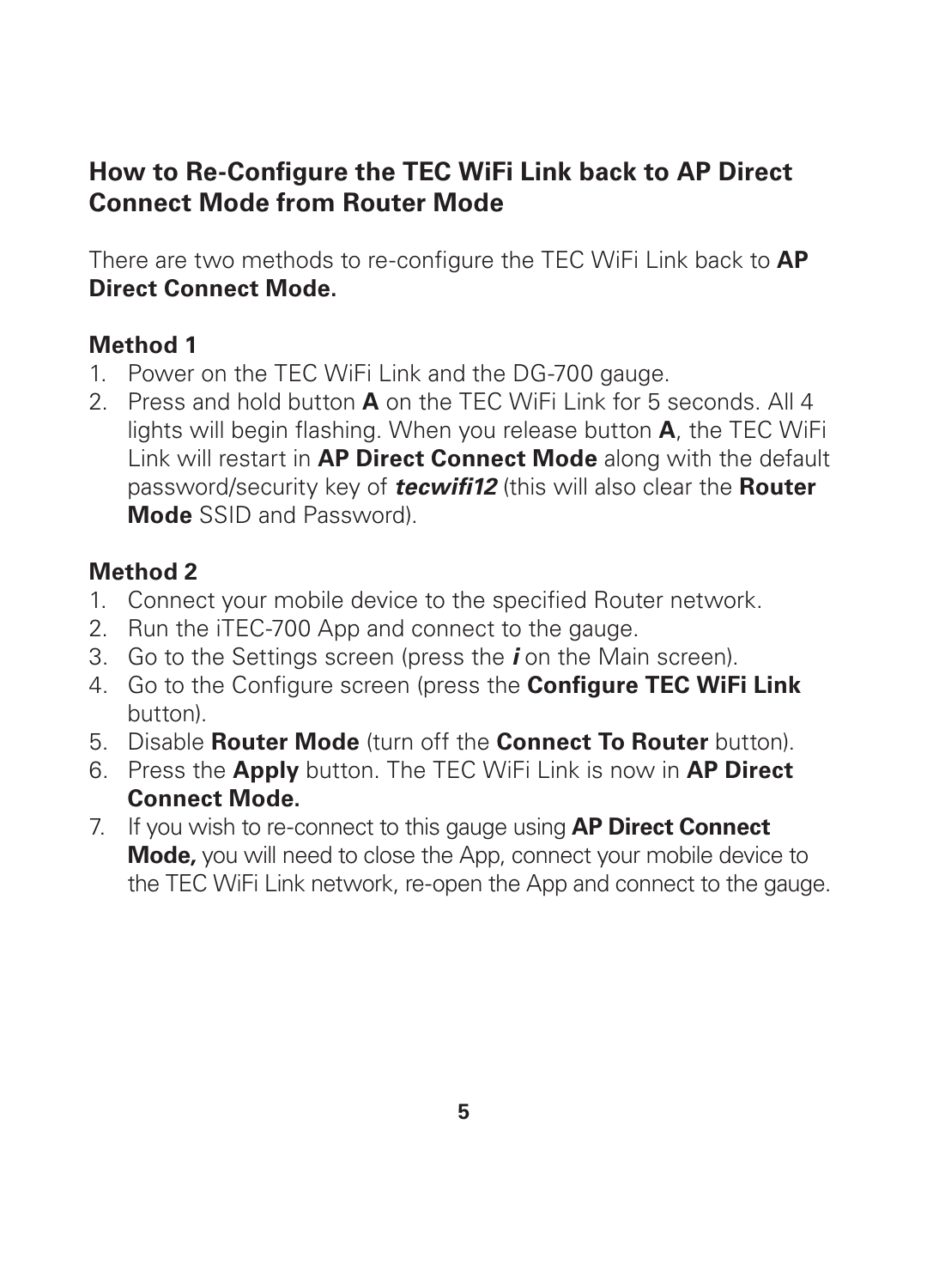## How to Re-Configure the TEC WiFi Link back to AP Direct Connect Mode from Router Mode

There are two methods to re-configure the TEC WiFi Link back to **AP Direct Connect Mode.**

### Method 1

1. Power on the TEC WiFi Link and the DG-700 gauge.
2. Press and hold button **A** on the TEC WiFi Link for 5 seconds. All 4 lights will begin flashing. When you release button **A**, the TEC WiFi Link will restart in **AP Direct Connect Mode** along with the default password/security key of ***tecwifi12*** (this will also clear the **Router Mode** SSID and Password).

### Method 2

1. Connect your mobile device to the specified Router network.
2. Run the iTEC-700 App and connect to the gauge.
3. Go to the Settings screen (press the ***i*** on the Main screen).
4. Go to the Configure screen (press the **Configure TEC WiFi Link** button).
5. Disable **Router Mode** (turn off the **Connect To Router** button).
6. Press the **Apply** button. The TEC WiFi Link is now in **AP Direct Connect Mode.**
7. If you wish to re-connect to this gauge using **AP Direct Connect Mode,** you will need to close the App, connect your mobile device to the TEC WiFi Link network, re-open the App and connect to the gauge.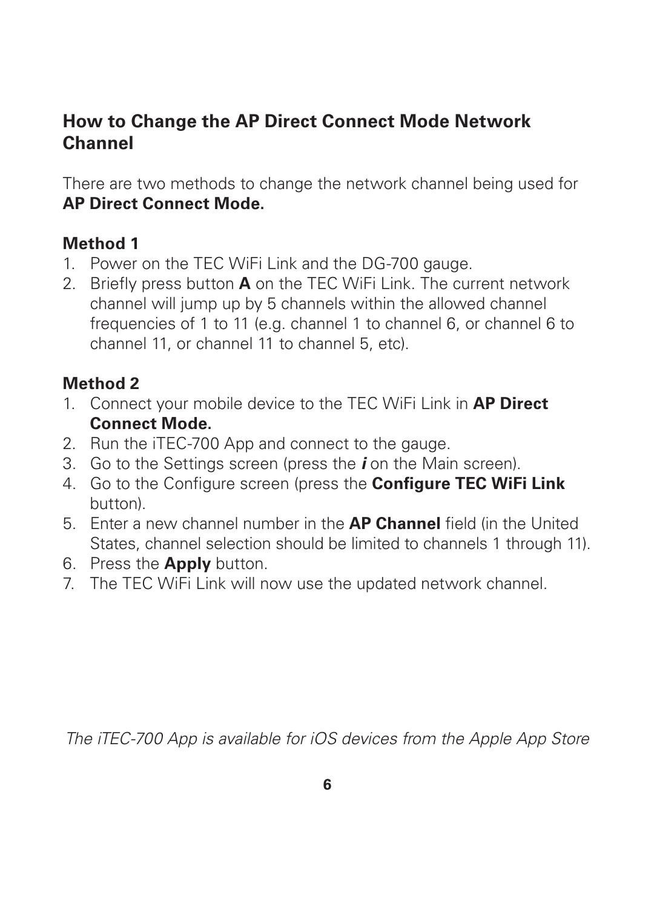## How to Change the AP Direct Connect Mode Network Channel

There are two methods to change the network channel being used for **AP Direct Connect Mode.**

### Method 1

1. Power on the TEC WiFi Link and the DG-700 gauge.
2. Briefly press button **A** on the TEC WiFi Link. The current network channel will jump up by 5 channels within the allowed channel frequencies of 1 to 11 (e.g. channel 1 to channel 6, or channel 6 to channel 11, or channel 11 to channel 5, etc).

### Method 2

1. Connect your mobile device to the TEC WiFi Link in **AP Direct Connect Mode.**
2. Run the iTEC-700 App and connect to the gauge.
3. Go to the Settings screen (press the ***i*** on the Main screen).
4. Go to the Configure screen (press the **Configure TEC WiFi Link** button).
5. Enter a new channel number in the **AP Channel** field (in the United States, channel selection should be limited to channels 1 through 11).
6. Press the **Apply** button.
7. The TEC WiFi Link will now use the updated network channel.

*The iTEC-700 App is available for iOS devices from the Apple App Store*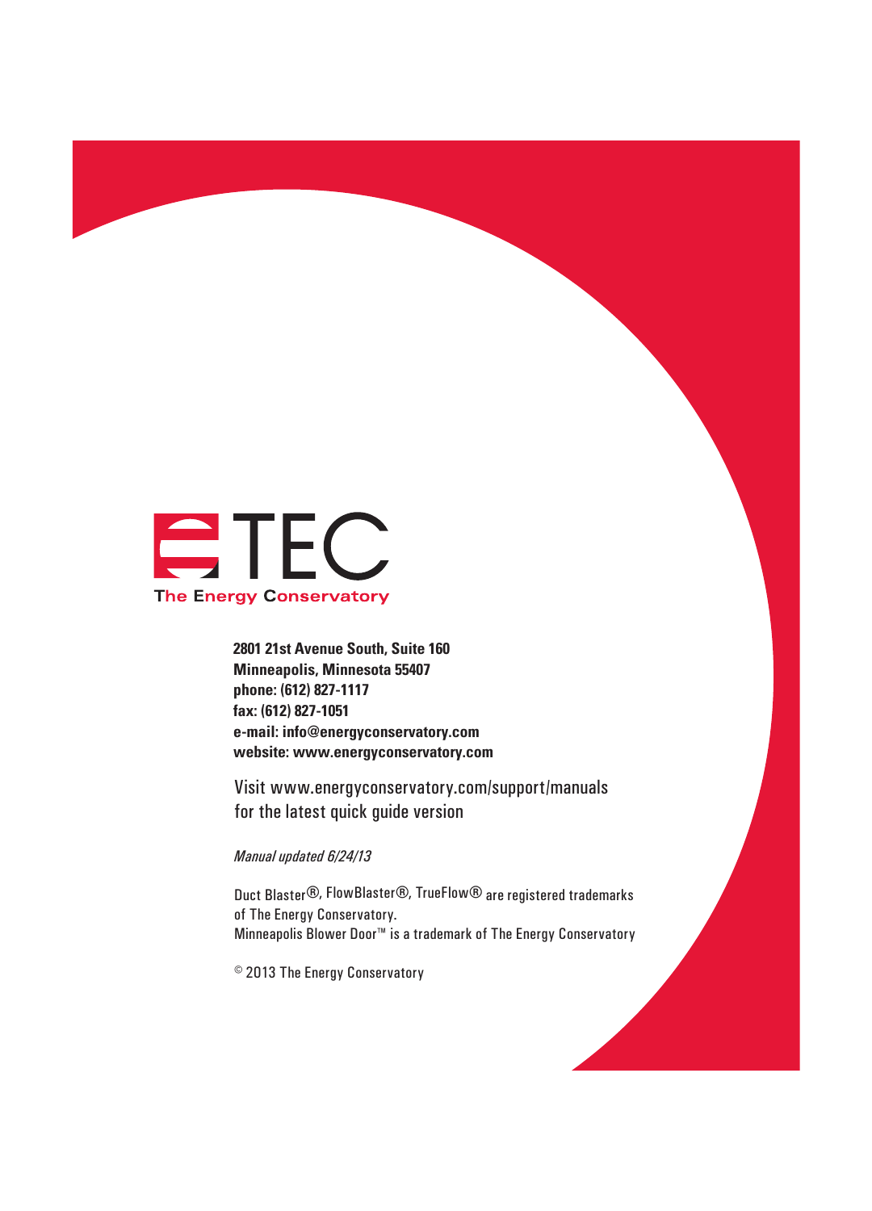TEC

The Energy Conservatory

**2801 21st Avenue South, Suite 160**
**Minneapolis, Minnesota 55407**
**phone: (612) 827-1117**
**fax: (612) 827-1051**
**e-mail: info@energyconservatory.com**
**website: www.energyconservatory.com**

Visit www.energyconservatory.com/support/manuals
for the latest quick guide version

*Manual updated 6/24/13*

Duct Blaster®, FlowBlaster®, TrueFlow® are registered trademarks of The Energy Conservatory.
Minneapolis Blower Door™ is a trademark of The Energy Conservatory

© 2013 The Energy Conservatory